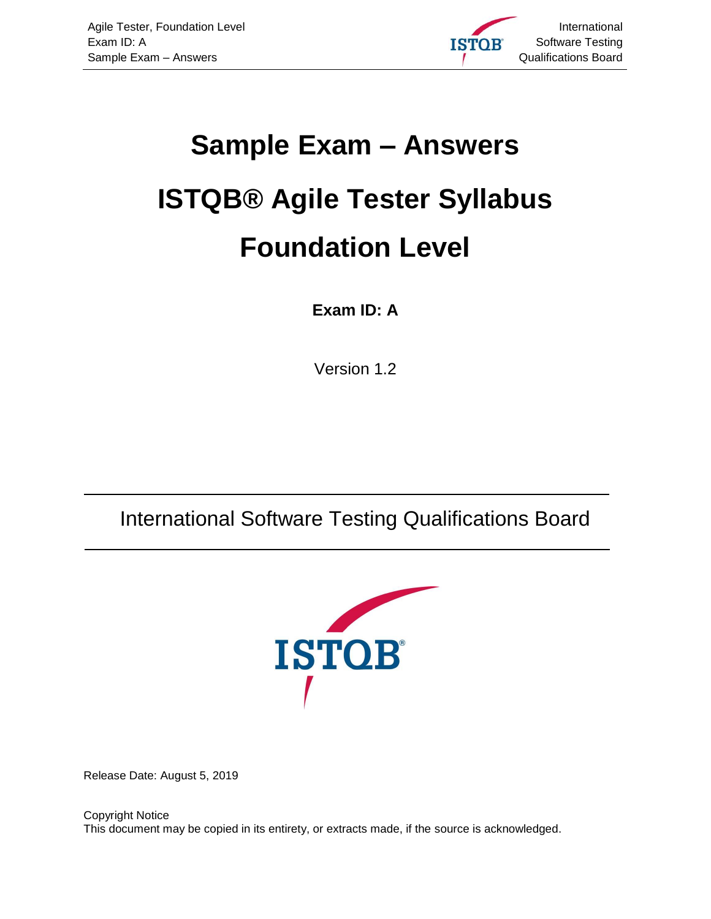# Sample Exam – Answers

# ISTQB® Agile Tester Syllabus

# Foundation Level

**Exam ID: A**

Version 1.2

International Software Testing Qualifications Board

Release Date: August 5, 2019

Copyright Notice
This document may be copied in its entirety, or extracts made, if the source is acknowledged.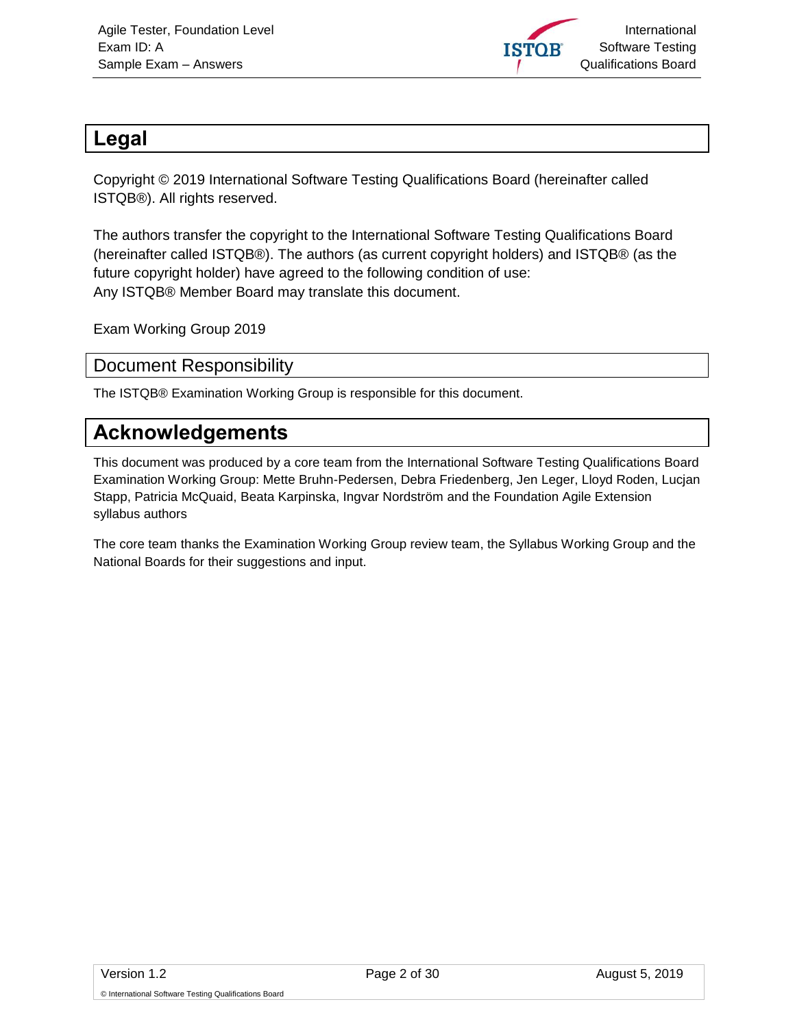# Legal

Copyright © 2019 International Software Testing Qualifications Board (hereinafter called ISTQB®). All rights reserved.

The authors transfer the copyright to the International Software Testing Qualifications Board (hereinafter called ISTQB®). The authors (as current copyright holders) and ISTQB® (as the future copyright holder) have agreed to the following condition of use:
Any ISTQB® Member Board may translate this document.

Exam Working Group 2019

## Document Responsibility

The ISTQB® Examination Working Group is responsible for this document.

# Acknowledgements

This document was produced by a core team from the International Software Testing Qualifications Board Examination Working Group: Mette Bruhn-Pedersen, Debra Friedenberg, Jen Leger, Lloyd Roden, Lucjan Stapp, Patricia McQuaid, Beata Karpinska, Ingvar Nordström and the Foundation Agile Extension syllabus authors

The core team thanks the Examination Working Group review team, the Syllabus Working Group and the National Boards for their suggestions and input.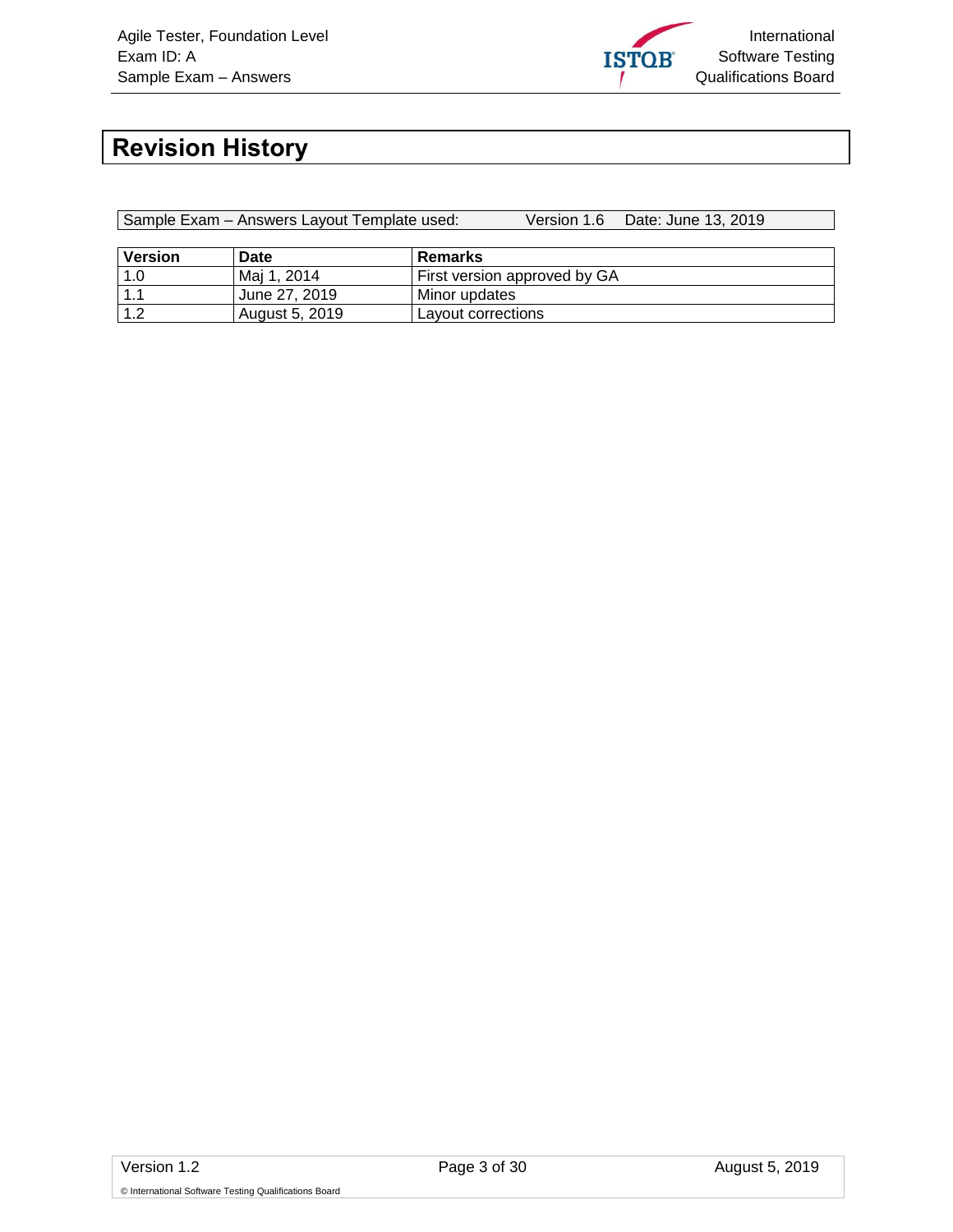# Revision History

| Sample Exam – Answers Layout Template used: | Version 1.6 | Date: June 13, 2019 |
|---|---|---|

| Version | Date | Remarks |
|---|---|---|
| 1.0 | Maj 1, 2014 | First version approved by GA |
| 1.1 | June 27, 2019 | Minor updates |
| 1.2 | August 5, 2019 | Layout corrections |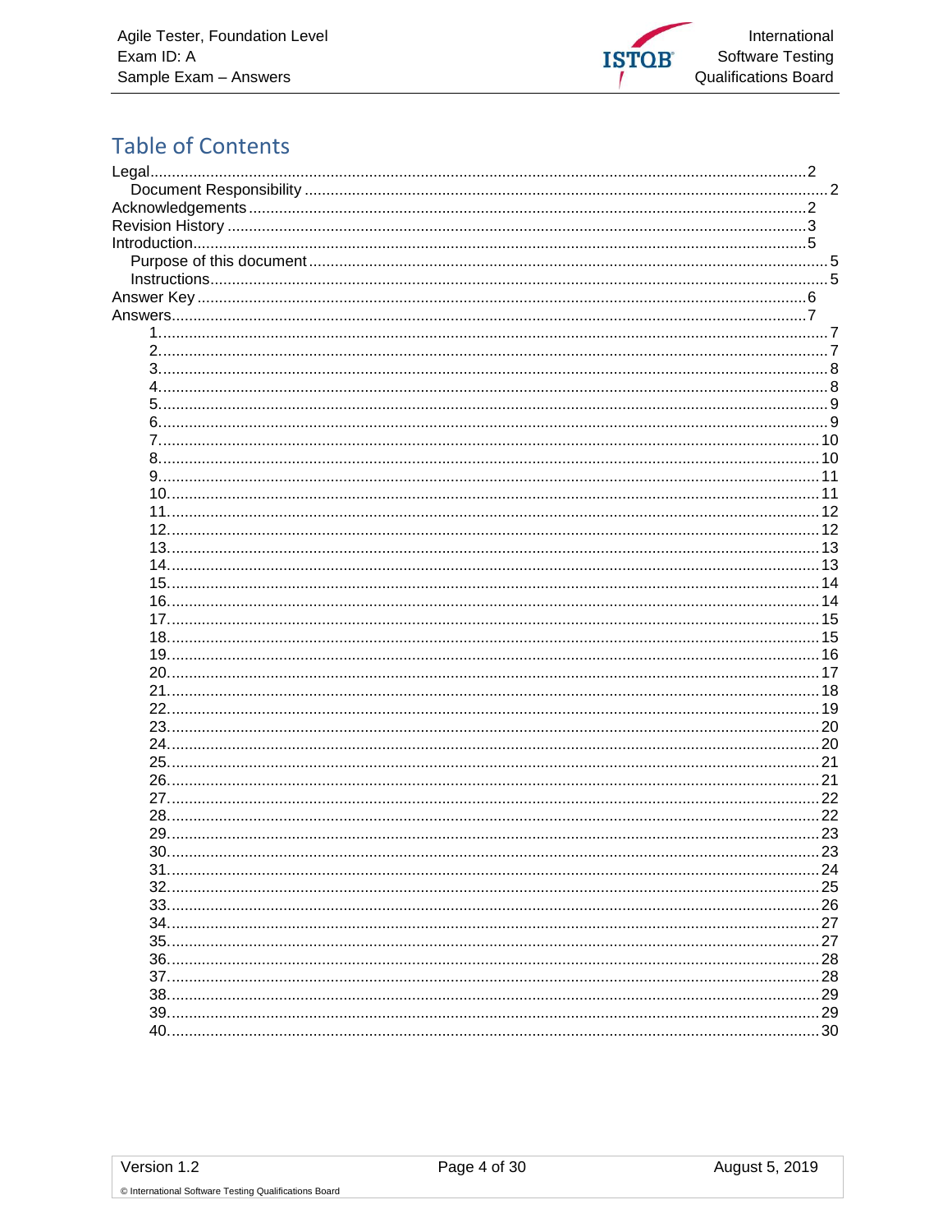# Table of Contents

- Legal .......... 2
  - Document Responsibility .......... 2
- Acknowledgements .......... 2
- Revision History .......... 3
- Introduction .......... 5
  - Purpose of this document .......... 5
  - Instructions .......... 5
- Answer Key .......... 6
- Answers .......... 7
  - 1. .......... 7
  - 2. .......... 7
  - 3. .......... 8
  - 4. .......... 8
  - 5. .......... 9
  - 6. .......... 9
  - 7. .......... 10
  - 8. .......... 10
  - 9. .......... 11
  - 10. .......... 11
  - 11. .......... 12
  - 12. .......... 12
  - 13. .......... 13
  - 14. .......... 13
  - 15. .......... 14
  - 16. .......... 14
  - 17. .......... 15
  - 18. .......... 15
  - 19. .......... 16
  - 20. .......... 17
  - 21. .......... 18
  - 22. .......... 19
  - 23. .......... 20
  - 24. .......... 20
  - 25. .......... 21
  - 26. .......... 21
  - 27. .......... 22
  - 28. .......... 22
  - 29. .......... 23
  - 30. .......... 23
  - 31. .......... 24
  - 32. .......... 25
  - 33. .......... 26
  - 34. .......... 27
  - 35. .......... 27
  - 36. .......... 28
  - 37. .......... 28
  - 38. .......... 29
  - 39. .......... 29
  - 40. .......... 30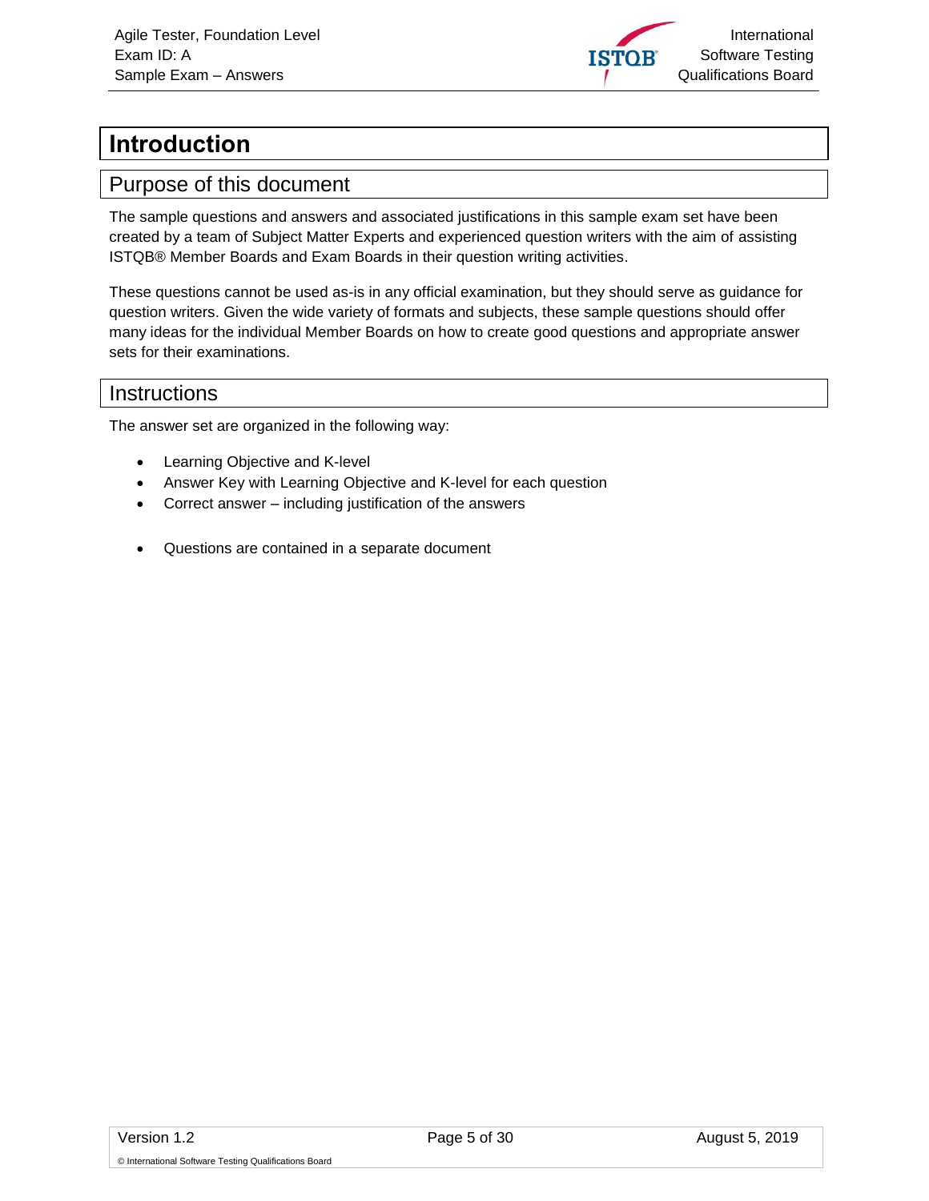# Introduction

## Purpose of this document

The sample questions and answers and associated justifications in this sample exam set have been created by a team of Subject Matter Experts and experienced question writers with the aim of assisting ISTQB® Member Boards and Exam Boards in their question writing activities.

These questions cannot be used as-is in any official examination, but they should serve as guidance for question writers. Given the wide variety of formats and subjects, these sample questions should offer many ideas for the individual Member Boards on how to create good questions and appropriate answer sets for their examinations.

## Instructions

The answer set are organized in the following way:

- Learning Objective and K-level
- Answer Key with Learning Objective and K-level for each question
- Correct answer – including justification of the answers

- Questions are contained in a separate document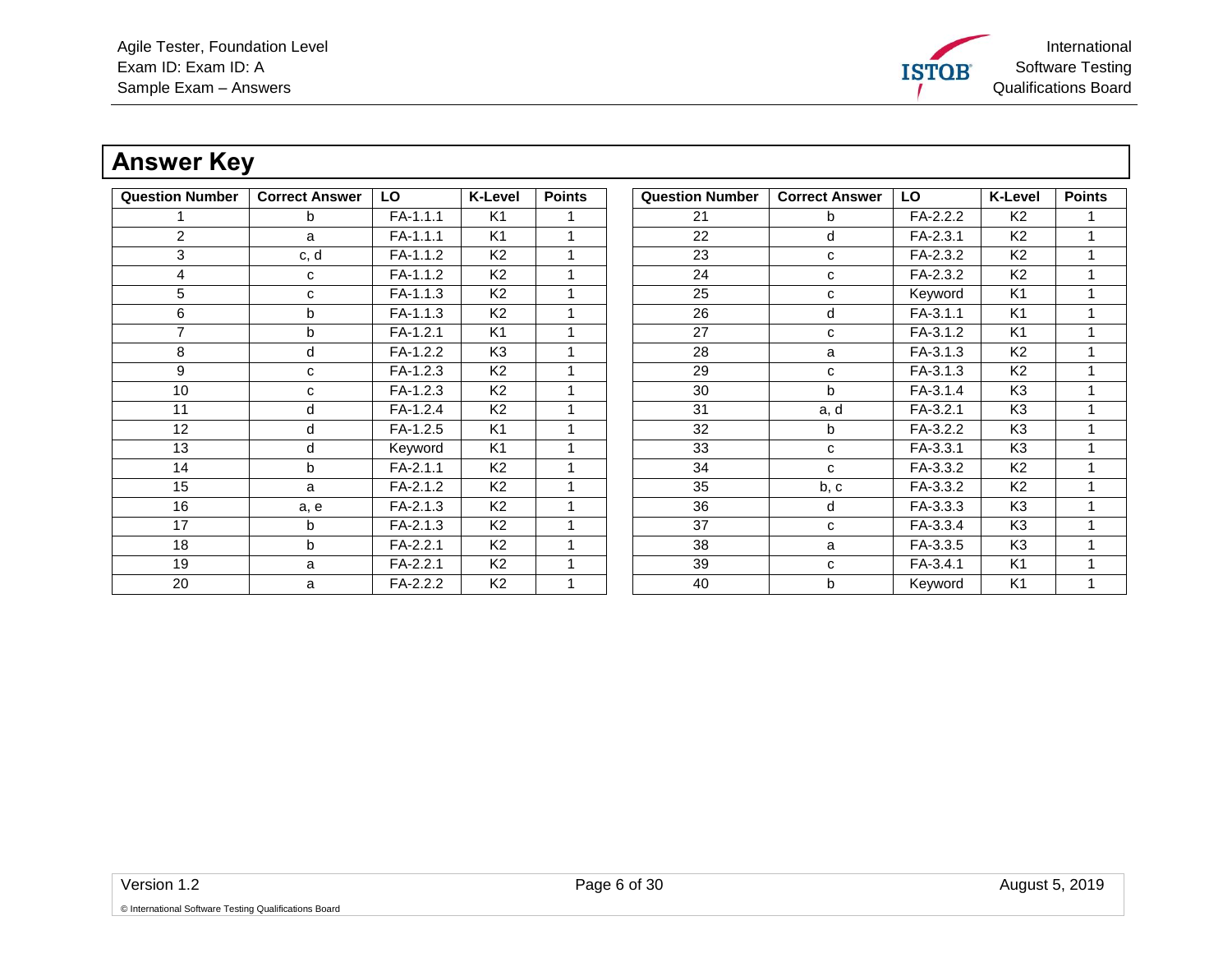## Answer Key

| Question Number | Correct Answer | LO | K-Level | Points |
|---|---|---|---|---|
| 1 | b | FA-1.1.1 | K1 | 1 |
| 2 | a | FA-1.1.1 | K1 | 1 |
| 3 | c, d | FA-1.1.2 | K2 | 1 |
| 4 | c | FA-1.1.2 | K2 | 1 |
| 5 | c | FA-1.1.3 | K2 | 1 |
| 6 | b | FA-1.1.3 | K2 | 1 |
| 7 | b | FA-1.2.1 | K1 | 1 |
| 8 | d | FA-1.2.2 | K3 | 1 |
| 9 | c | FA-1.2.3 | K2 | 1 |
| 10 | c | FA-1.2.3 | K2 | 1 |
| 11 | d | FA-1.2.4 | K2 | 1 |
| 12 | d | FA-1.2.5 | K1 | 1 |
| 13 | d | Keyword | K1 | 1 |
| 14 | b | FA-2.1.1 | K2 | 1 |
| 15 | a | FA-2.1.2 | K2 | 1 |
| 16 | a, e | FA-2.1.3 | K2 | 1 |
| 17 | b | FA-2.1.3 | K2 | 1 |
| 18 | b | FA-2.2.1 | K2 | 1 |
| 19 | a | FA-2.2.1 | K2 | 1 |
| 20 | a | FA-2.2.2 | K2 | 1 |

| Question Number | Correct Answer | LO | K-Level | Points |
|---|---|---|---|---|
| 21 | b | FA-2.2.2 | K2 | 1 |
| 22 | d | FA-2.3.1 | K2 | 1 |
| 23 | c | FA-2.3.2 | K2 | 1 |
| 24 | c | FA-2.3.2 | K2 | 1 |
| 25 | c | Keyword | K1 | 1 |
| 26 | d | FA-3.1.1 | K1 | 1 |
| 27 | c | FA-3.1.2 | K1 | 1 |
| 28 | a | FA-3.1.3 | K2 | 1 |
| 29 | c | FA-3.1.3 | K2 | 1 |
| 30 | b | FA-3.1.4 | K3 | 1 |
| 31 | a, d | FA-3.2.1 | K3 | 1 |
| 32 | b | FA-3.2.2 | K3 | 1 |
| 33 | c | FA-3.3.1 | K3 | 1 |
| 34 | c | FA-3.3.2 | K2 | 1 |
| 35 | b, c | FA-3.3.2 | K2 | 1 |
| 36 | d | FA-3.3.3 | K3 | 1 |
| 37 | c | FA-3.3.4 | K3 | 1 |
| 38 | a | FA-3.3.5 | K3 | 1 |
| 39 | c | FA-3.4.1 | K1 | 1 |
| 40 | b | Keyword | K1 | 1 |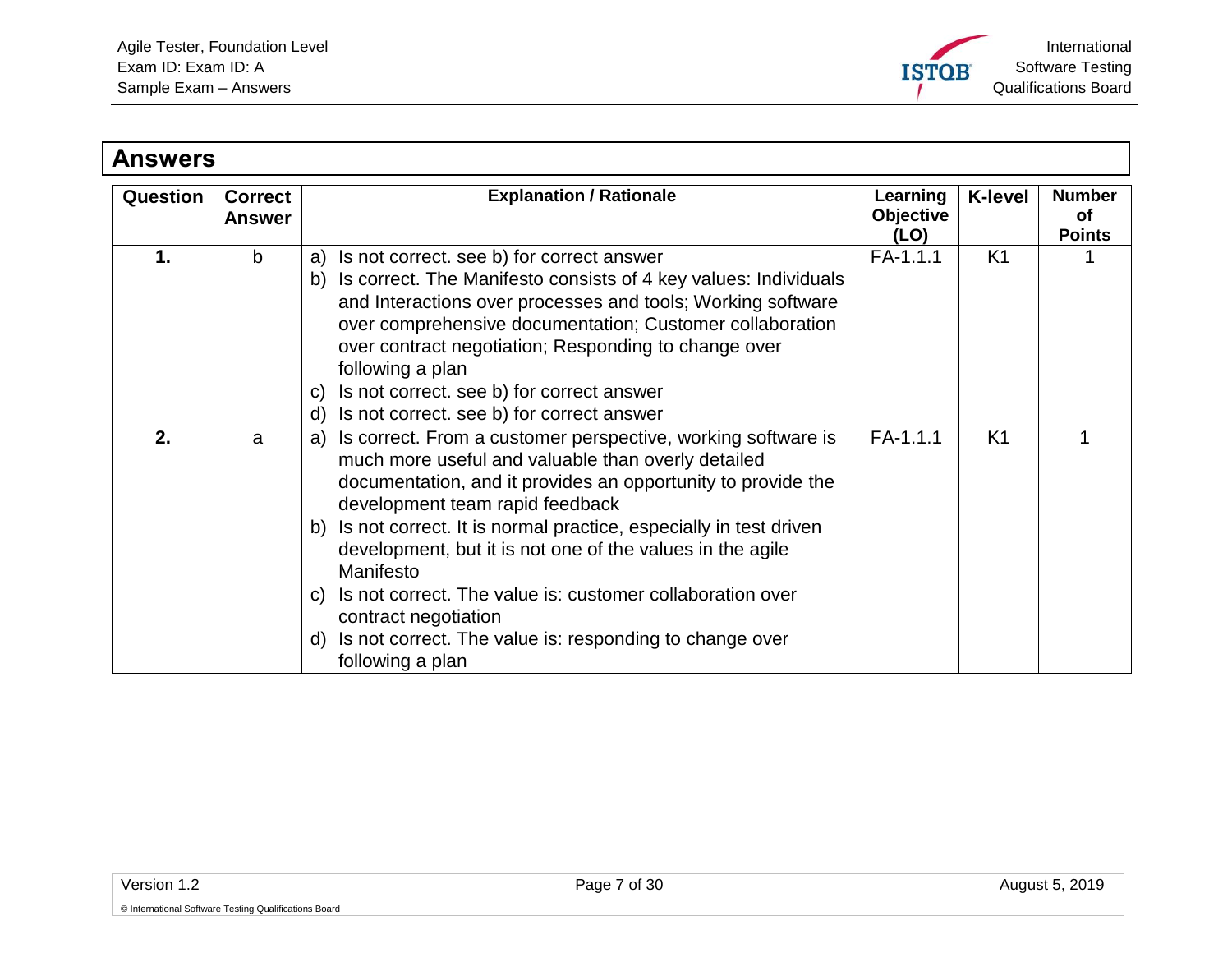## Answers

| Question | Correct Answer | Explanation / Rationale | Learning Objective (LO) | K-level | Number of Points |
|---|---|---|---|---|---|
| **1.** | b | a) Is not correct. see b) for correct answer<br>b) Is correct. The Manifesto consists of 4 key values: Individuals and Interactions over processes and tools; Working software over comprehensive documentation; Customer collaboration over contract negotiation; Responding to change over following a plan<br>c) Is not correct. see b) for correct answer<br>d) Is not correct. see b) for correct answer | FA-1.1.1 | K1 | 1 |
| **2.** | a | a) Is correct. From a customer perspective, working software is much more useful and valuable than overly detailed documentation, and it provides an opportunity to provide the development team rapid feedback<br>b) Is not correct. It is normal practice, especially in test driven development, but it is not one of the values in the agile Manifesto<br>c) Is not correct. The value is: customer collaboration over contract negotiation<br>d) Is not correct. The value is: responding to change over following a plan | FA-1.1.1 | K1 | 1 |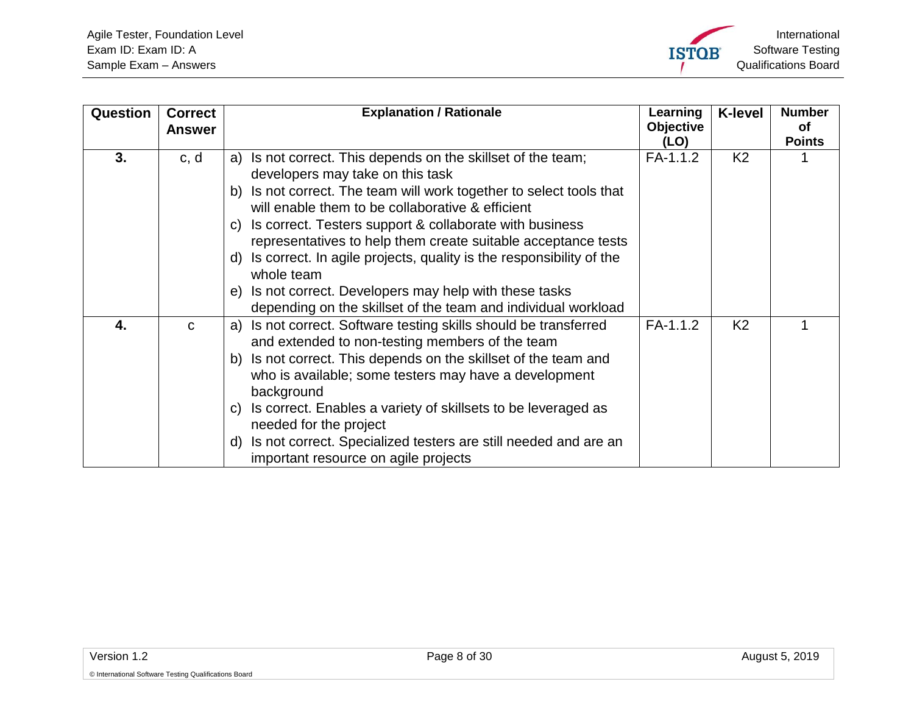| Question | Correct Answer | Explanation / Rationale | Learning Objective (LO) | K-level | Number of Points |
|---|---|---|---|---|---|
| **3.** | c, d | a) Is not correct. This depends on the skillset of the team; developers may take on this task<br>b) Is not correct. The team will work together to select tools that will enable them to be collaborative & efficient<br>c) Is correct. Testers support & collaborate with business representatives to help them create suitable acceptance tests<br>d) Is correct. In agile projects, quality is the responsibility of the whole team<br>e) Is not correct. Developers may help with these tasks depending on the skillset of the team and individual workload | FA-1.1.2 | K2 | 1 |
| **4.** | c | a) Is not correct. Software testing skills should be transferred and extended to non-testing members of the team<br>b) Is not correct. This depends on the skillset of the team and who is available; some testers may have a development background<br>c) Is correct. Enables a variety of skillsets to be leveraged as needed for the project<br>d) Is not correct. Specialized testers are still needed and are an important resource on agile projects | FA-1.1.2 | K2 | 1 |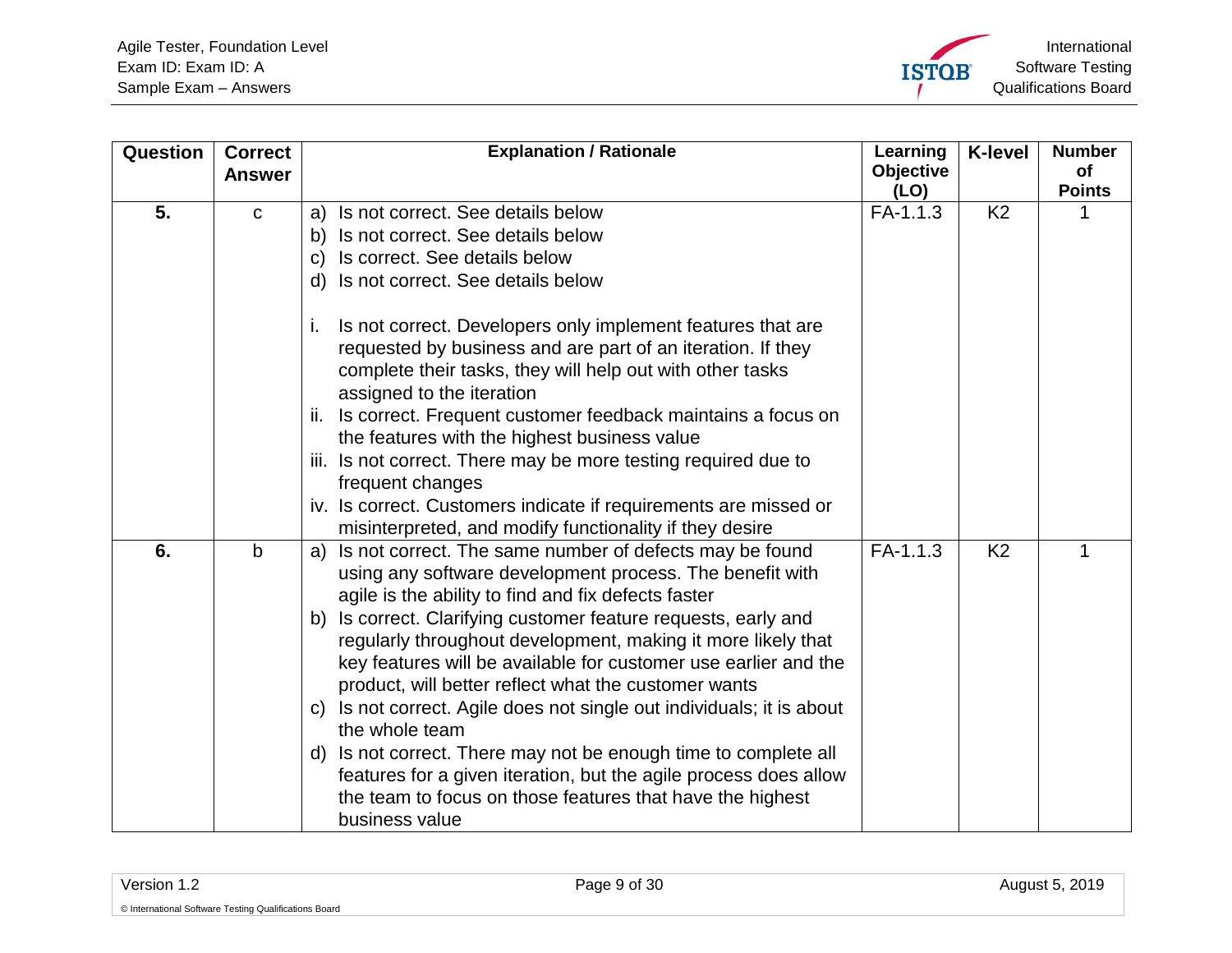| Question | Correct Answer | Explanation / Rationale | Learning Objective (LO) | K-level | Number of Points |
|---|---|---|---|---|---|
| 5. | c | a) Is not correct. See details below<br>b) Is not correct. See details below<br>c) Is correct. See details below<br>d) Is not correct. See details below<br><br>i. Is not correct. Developers only implement features that are requested by business and are part of an iteration. If they complete their tasks, they will help out with other tasks assigned to the iteration<br>ii. Is correct. Frequent customer feedback maintains a focus on the features with the highest business value<br>iii. Is not correct. There may be more testing required due to frequent changes<br>iv. Is correct. Customers indicate if requirements are missed or misinterpreted, and modify functionality if they desire | FA-1.1.3 | K2 | 1 |
| 6. | b | a) Is not correct. The same number of defects may be found using any software development process. The benefit with agile is the ability to find and fix defects faster<br>b) Is correct. Clarifying customer feature requests, early and regularly throughout development, making it more likely that key features will be available for customer use earlier and the product, will better reflect what the customer wants<br>c) Is not correct. Agile does not single out individuals; it is about the whole team<br>d) Is not correct. There may not be enough time to complete all features for a given iteration, but the agile process does allow the team to focus on those features that have the highest business value | FA-1.1.3 | K2 | 1 |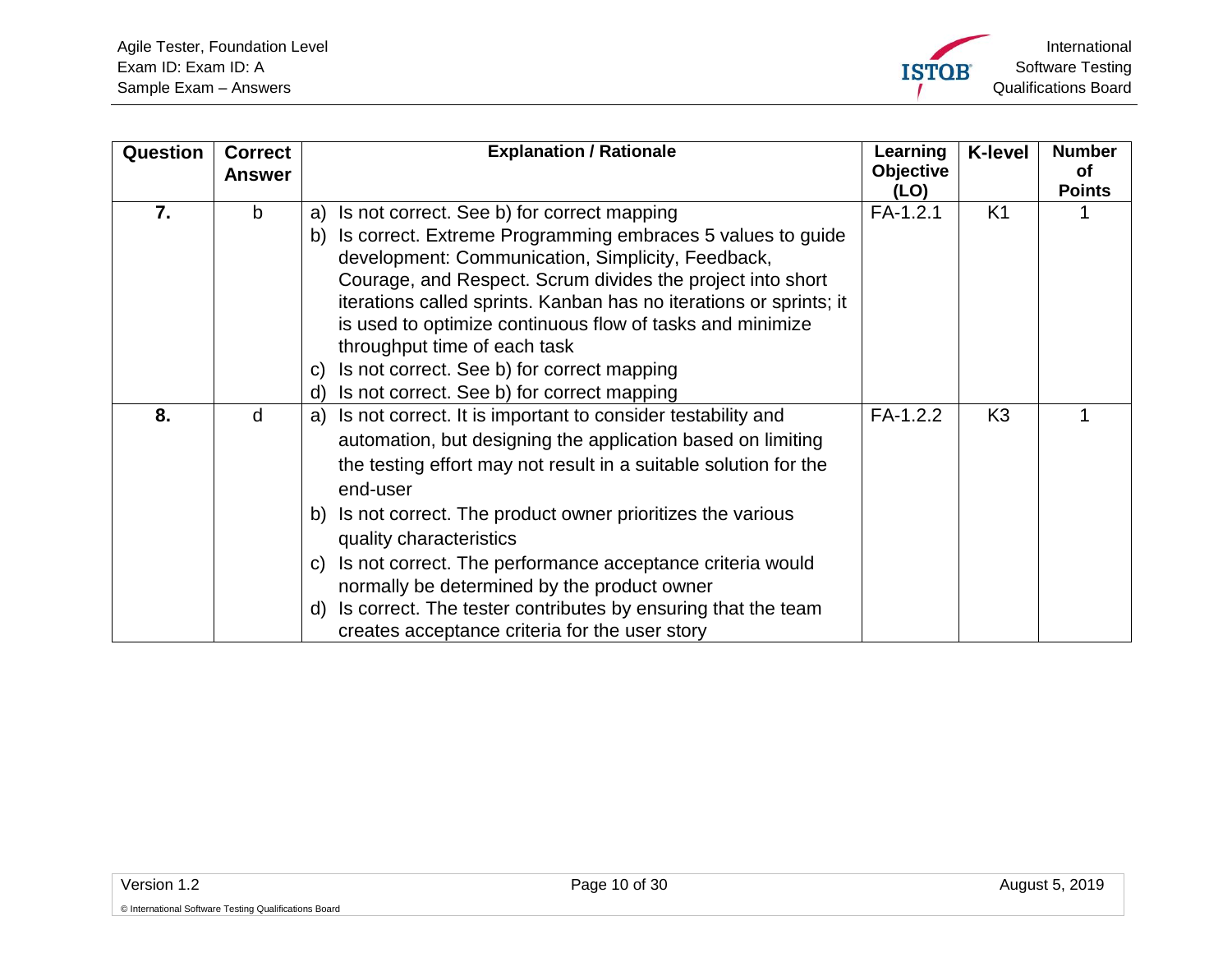| Question | Correct Answer | Explanation / Rationale | Learning Objective (LO) | K-level | Number of Points |
|---|---|---|---|---|---|
| **7.** | b | a) Is not correct. See b) for correct mapping<br>b) Is correct. Extreme Programming embraces 5 values to guide development: Communication, Simplicity, Feedback, Courage, and Respect. Scrum divides the project into short iterations called sprints. Kanban has no iterations or sprints; it is used to optimize continuous flow of tasks and minimize throughput time of each task<br>c) Is not correct. See b) for correct mapping<br>d) Is not correct. See b) for correct mapping | FA-1.2.1 | K1 | 1 |
| **8.** | d | a) Is not correct. It is important to consider testability and automation, but designing the application based on limiting the testing effort may not result in a suitable solution for the end-user<br>b) Is not correct. The product owner prioritizes the various quality characteristics<br>c) Is not correct. The performance acceptance criteria would normally be determined by the product owner<br>d) Is correct. The tester contributes by ensuring that the team creates acceptance criteria for the user story | FA-1.2.2 | K3 | 1 |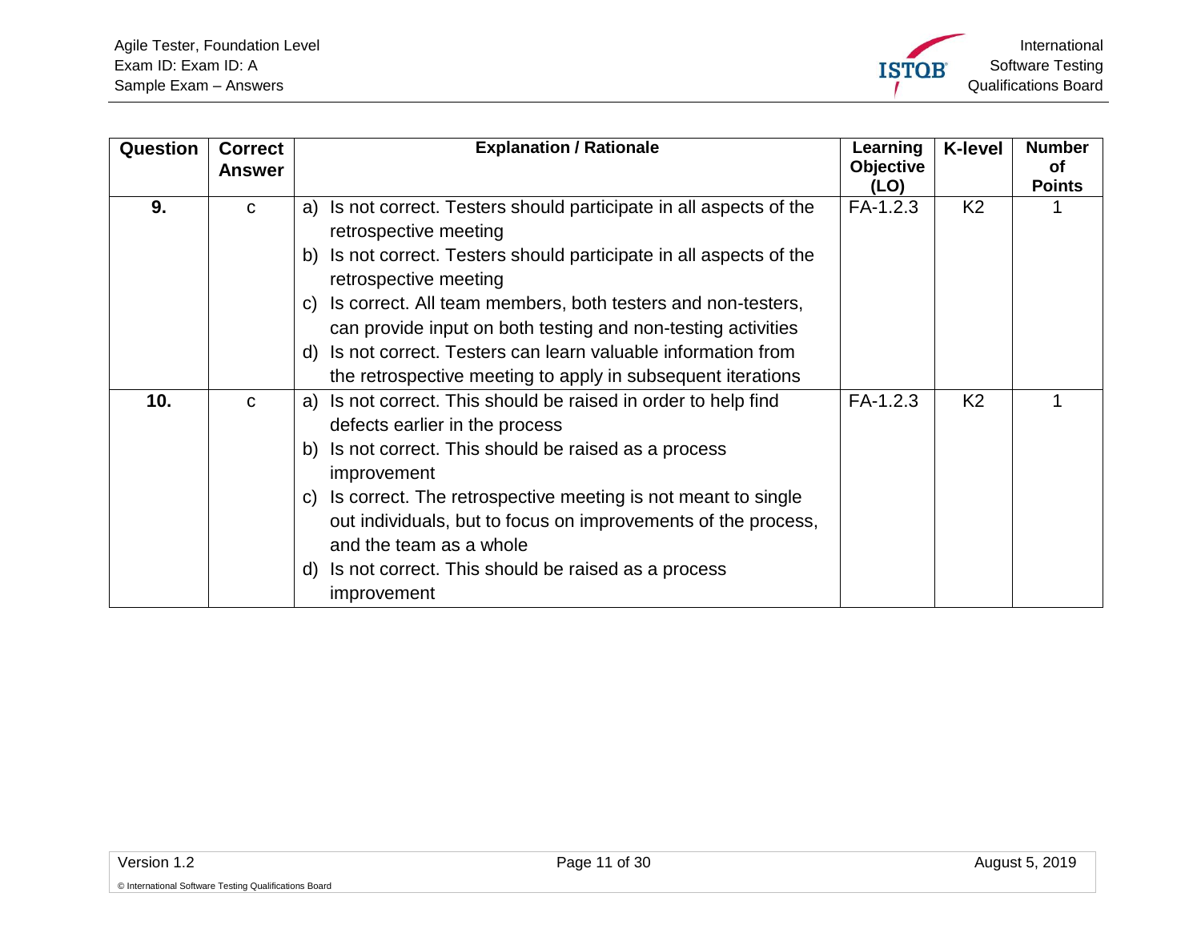| Question | Correct Answer | Explanation / Rationale | Learning Objective (LO) | K-level | Number of Points |
|---|---|---|---|---|---|
| **9.** | c | a) Is not correct. Testers should participate in all aspects of the retrospective meeting<br>b) Is not correct. Testers should participate in all aspects of the retrospective meeting<br>c) Is correct. All team members, both testers and non-testers, can provide input on both testing and non-testing activities<br>d) Is not correct. Testers can learn valuable information from the retrospective meeting to apply in subsequent iterations | FA-1.2.3 | K2 | 1 |
| **10.** | c | a) Is not correct. This should be raised in order to help find defects earlier in the process<br>b) Is not correct. This should be raised as a process improvement<br>c) Is correct. The retrospective meeting is not meant to single out individuals, but to focus on improvements of the process, and the team as a whole<br>d) Is not correct. This should be raised as a process improvement | FA-1.2.3 | K2 | 1 |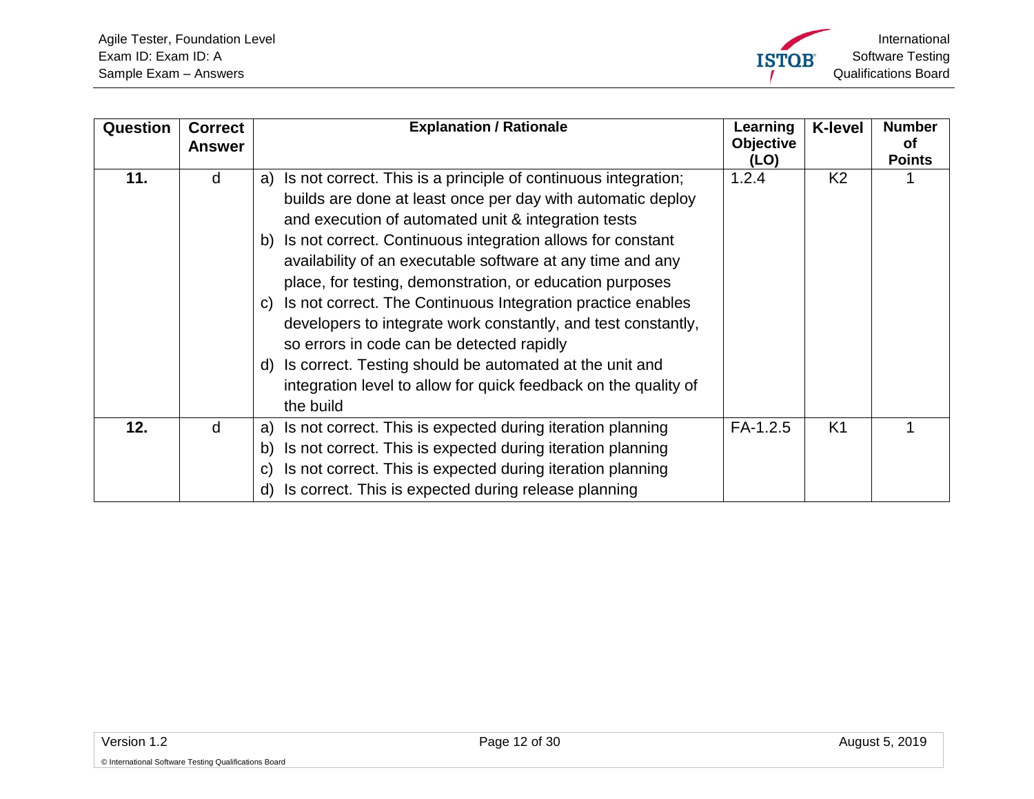| Question | Correct Answer | Explanation / Rationale | Learning Objective (LO) | K-level | Number of Points |
|---|---|---|---|---|---|
| 11. | d | a) Is not correct. This is a principle of continuous integration; builds are done at least once per day with automatic deploy and execution of automated unit & integration tests<br>b) Is not correct. Continuous integration allows for constant availability of an executable software at any time and any place, for testing, demonstration, or education purposes<br>c) Is not correct. The Continuous Integration practice enables developers to integrate work constantly, and test constantly, so errors in code can be detected rapidly<br>d) Is correct. Testing should be automated at the unit and integration level to allow for quick feedback on the quality of the build | 1.2.4 | K2 | 1 |
| 12. | d | a) Is not correct. This is expected during iteration planning<br>b) Is not correct. This is expected during iteration planning<br>c) Is not correct. This is expected during iteration planning<br>d) Is correct. This is expected during release planning | FA-1.2.5 | K1 | 1 |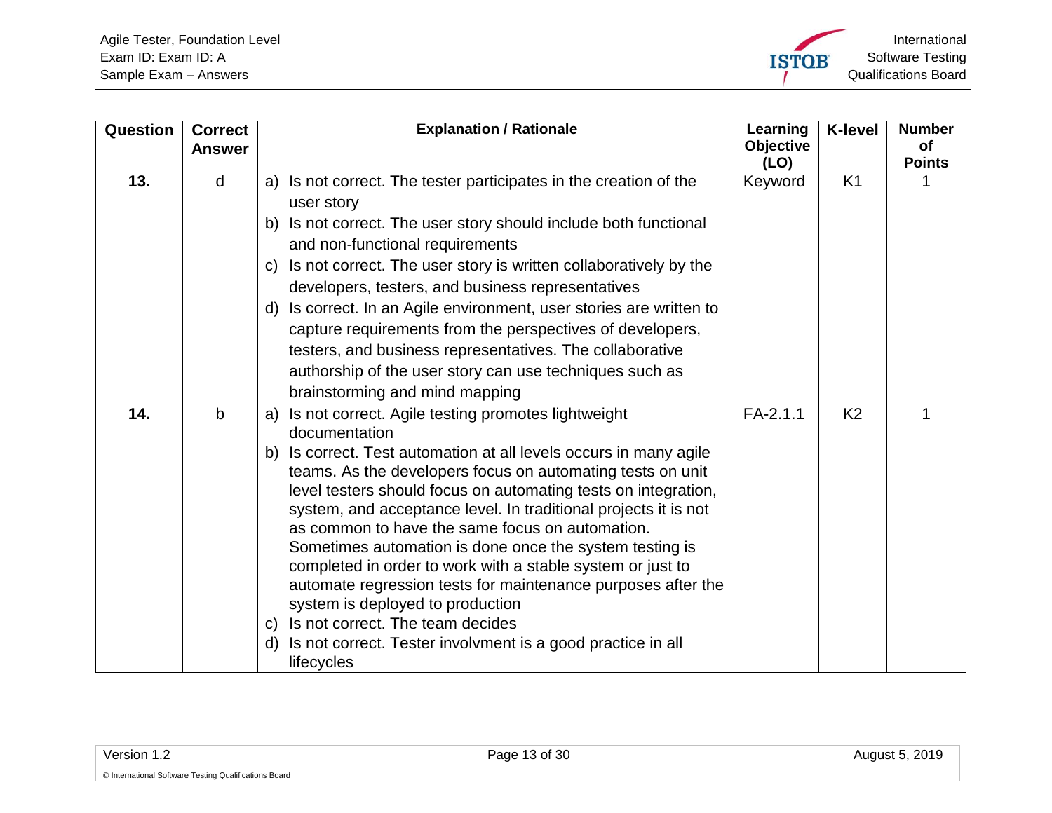| Question | Correct Answer | Explanation / Rationale | Learning Objective (LO) | K-level | Number of Points |
|---|---|---|---|---|---|
| 13. | d | a) Is not correct. The tester participates in the creation of the user story<br>b) Is not correct. The user story should include both functional and non-functional requirements<br>c) Is not correct. The user story is written collaboratively by the developers, testers, and business representatives<br>d) Is correct. In an Agile environment, user stories are written to capture requirements from the perspectives of developers, testers, and business representatives. The collaborative authorship of the user story can use techniques such as brainstorming and mind mapping | Keyword | K1 | 1 |
| 14. | b | a) Is not correct. Agile testing promotes lightweight documentation<br>b) Is correct. Test automation at all levels occurs in many agile teams. As the developers focus on automating tests on unit level testers should focus on automating tests on integration, system, and acceptance level. In traditional projects it is not as common to have the same focus on automation. Sometimes automation is done once the system testing is completed in order to work with a stable system or just to automate regression tests for maintenance purposes after the system is deployed to production<br>c) Is not correct. The team decides<br>d) Is not correct. Tester involvment is a good practice in all lifecycles | FA-2.1.1 | K2 | 1 |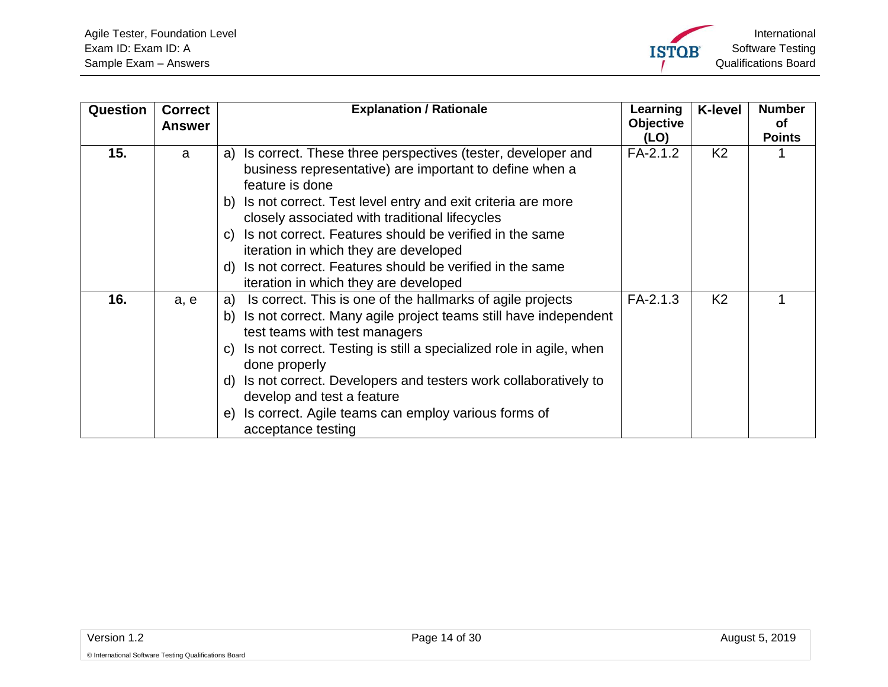| Question | Correct Answer | Explanation / Rationale | Learning Objective (LO) | K-level | Number of Points |
|---|---|---|---|---|---|
| 15. | a | a) Is correct. These three perspectives (tester, developer and business representative) are important to define when a feature is done<br>b) Is not correct. Test level entry and exit criteria are more closely associated with traditional lifecycles<br>c) Is not correct. Features should be verified in the same iteration in which they are developed<br>d) Is not correct. Features should be verified in the same iteration in which they are developed | FA-2.1.2 | K2 | 1 |
| 16. | a, e | a) Is correct. This is one of the hallmarks of agile projects<br>b) Is not correct. Many agile project teams still have independent test teams with test managers<br>c) Is not correct. Testing is still a specialized role in agile, when done properly<br>d) Is not correct. Developers and testers work collaboratively to develop and test a feature<br>e) Is correct. Agile teams can employ various forms of acceptance testing | FA-2.1.3 | K2 | 1 |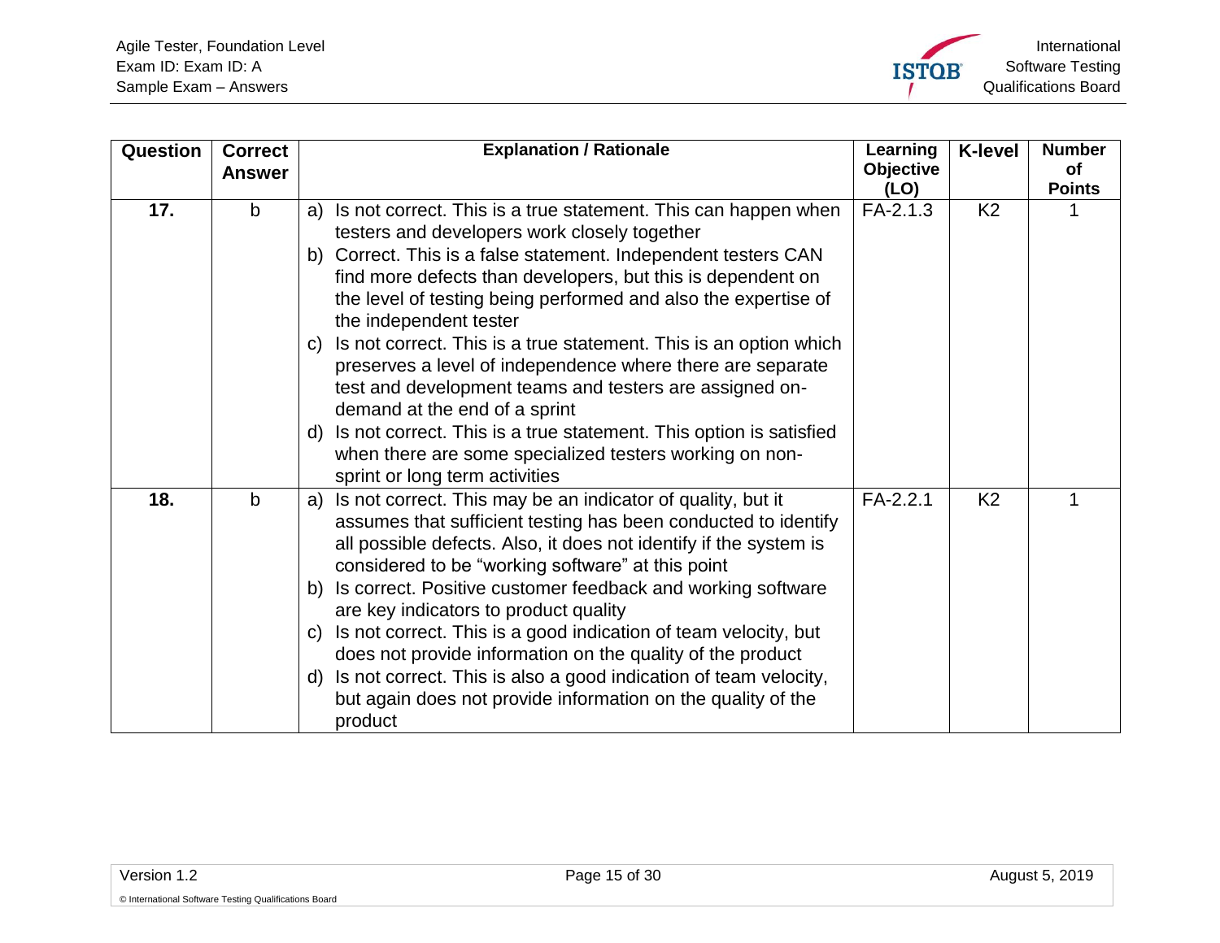| Question | Correct Answer | Explanation / Rationale | Learning Objective (LO) | K-level | Number of Points |
|---|---|---|---|---|---|
| **17.** | b | a) Is not correct. This is a true statement. This can happen when testers and developers work closely together<br>b) Correct. This is a false statement. Independent testers CAN find more defects than developers, but this is dependent on the level of testing being performed and also the expertise of the independent tester<br>c) Is not correct. This is a true statement. This is an option which preserves a level of independence where there are separate test and development teams and testers are assigned on-demand at the end of a sprint<br>d) Is not correct. This is a true statement. This option is satisfied when there are some specialized testers working on non-sprint or long term activities | FA-2.1.3 | K2 | 1 |
| **18.** | b | a) Is not correct. This may be an indicator of quality, but it assumes that sufficient testing has been conducted to identify all possible defects. Also, it does not identify if the system is considered to be "working software" at this point<br>b) Is correct. Positive customer feedback and working software are key indicators to product quality<br>c) Is not correct. This is a good indication of team velocity, but does not provide information on the quality of the product<br>d) Is not correct. This is also a good indication of team velocity, but again does not provide information on the quality of the product | FA-2.2.1 | K2 | 1 |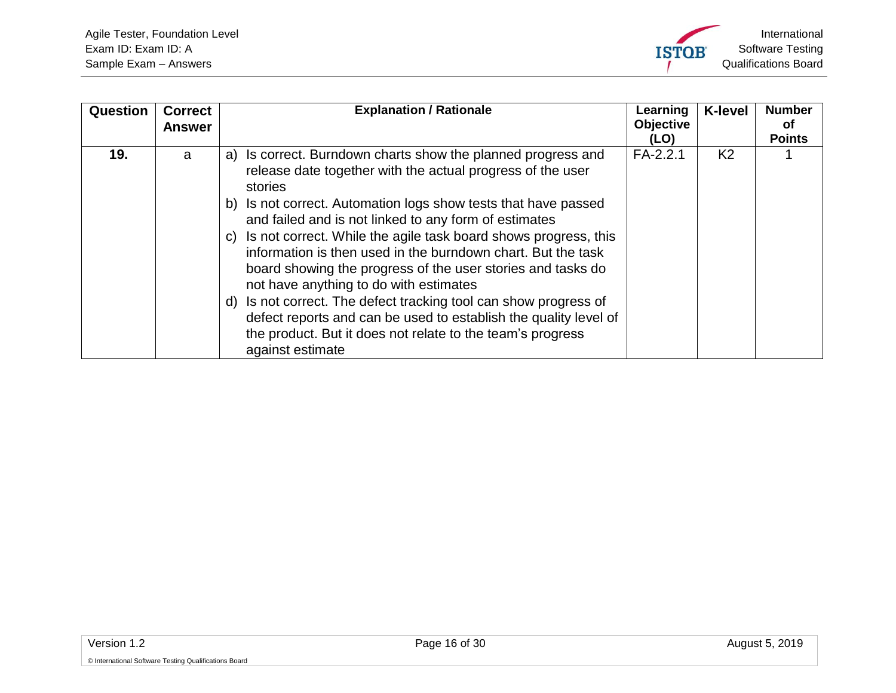| Question | Correct Answer | Explanation / Rationale | Learning Objective (LO) | K-level | Number of Points |
|---|---|---|---|---|---|
| 19. | a | a) Is correct. Burndown charts show the planned progress and release date together with the actual progress of the user stories<br>b) Is not correct. Automation logs show tests that have passed and failed and is not linked to any form of estimates<br>c) Is not correct. While the agile task board shows progress, this information is then used in the burndown chart. But the task board showing the progress of the user stories and tasks do not have anything to do with estimates<br>d) Is not correct. The defect tracking tool can show progress of defect reports and can be used to establish the quality level of the product. But it does not relate to the team's progress against estimate | FA-2.2.1 | K2 | 1 |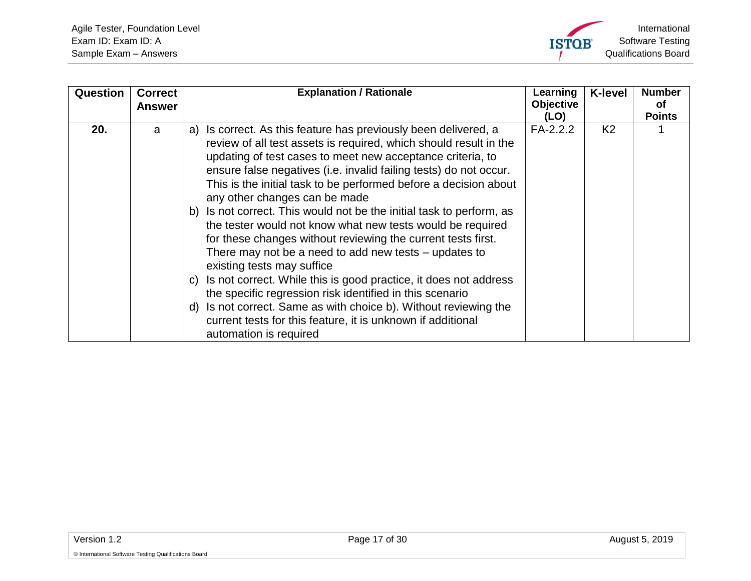| Question | Correct Answer | Explanation / Rationale | Learning Objective (LO) | K-level | Number of Points |
|---|---|---|---|---|---|
| 20. | a | a) Is correct. As this feature has previously been delivered, a review of all test assets is required, which should result in the updating of test cases to meet new acceptance criteria, to ensure false negatives (i.e. invalid failing tests) do not occur. This is the initial task to be performed before a decision about any other changes can be made<br>b) Is not correct. This would not be the initial task to perform, as the tester would not know what new tests would be required for these changes without reviewing the current tests first. There may not be a need to add new tests – updates to existing tests may suffice<br>c) Is not correct. While this is good practice, it does not address the specific regression risk identified in this scenario<br>d) Is not correct. Same as with choice b). Without reviewing the current tests for this feature, it is unknown if additional automation is required | FA-2.2.2 | K2 | 1 |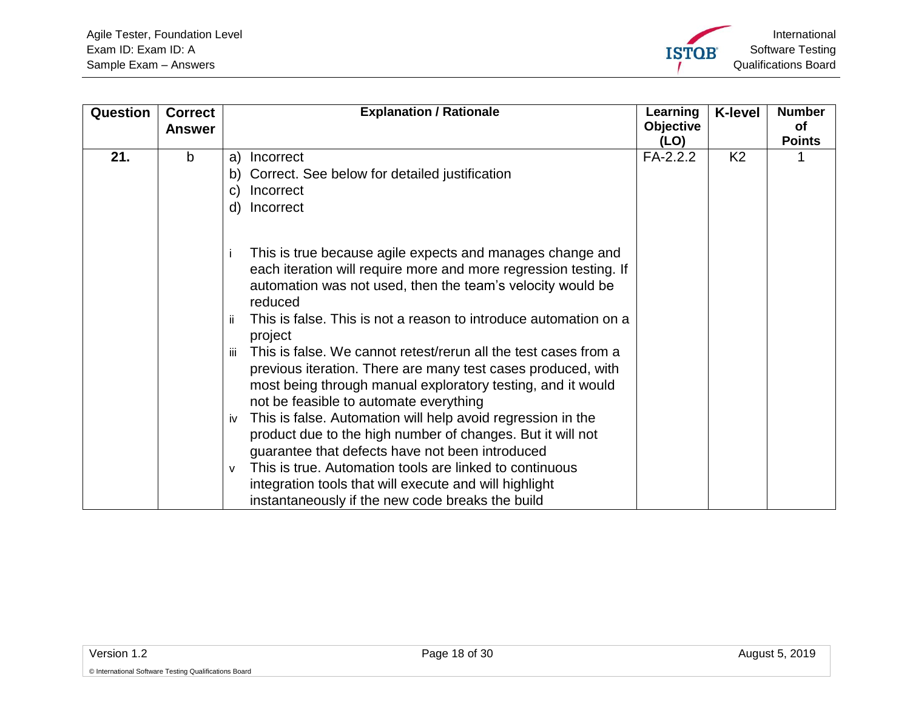| Question | Correct Answer | Explanation / Rationale | Learning Objective (LO) | K-level | Number of Points |
|---|---|---|---|---|---|
| 21. | b | a) Incorrect<br>b) Correct. See below for detailed justification<br>c) Incorrect<br>d) Incorrect<br><br>i This is true because agile expects and manages change and each iteration will require more and more regression testing. If automation was not used, then the team's velocity would be reduced<br>ii This is false. This is not a reason to introduce automation on a project<br>iii This is false. We cannot retest/rerun all the test cases from a previous iteration. There are many test cases produced, with most being through manual exploratory testing, and it would not be feasible to automate everything<br>iv This is false. Automation will help avoid regression in the product due to the high number of changes. But it will not guarantee that defects have not been introduced<br>v This is true. Automation tools are linked to continuous integration tools that will execute and will highlight instantaneously if the new code breaks the build | FA-2.2.2 | K2 | 1 |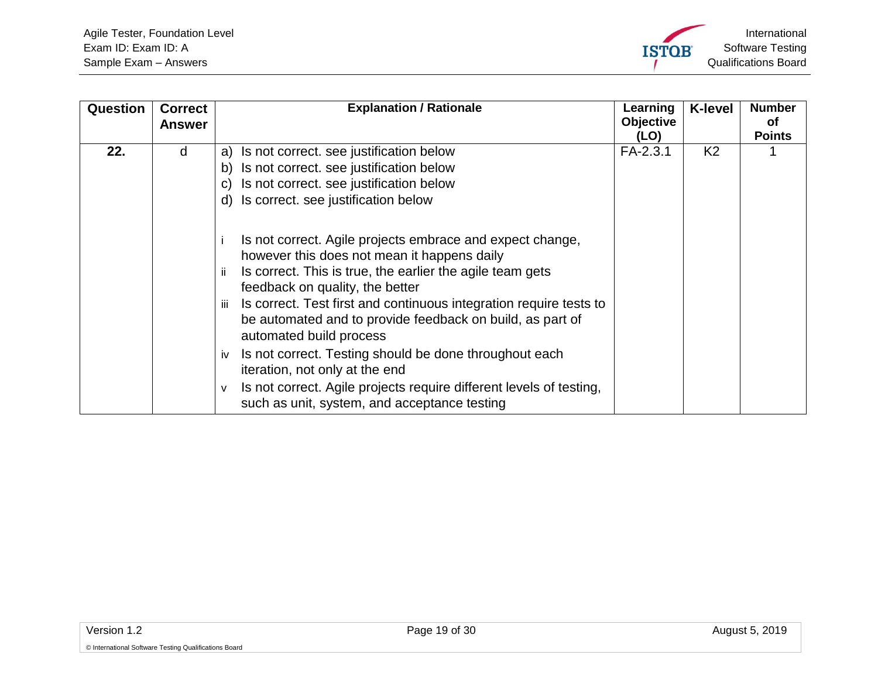| Question | Correct Answer | Explanation / Rationale | Learning Objective (LO) | K-level | Number of Points |
|---|---|---|---|---|---|
| 22. | d | a) Is not correct. see justification below<br>b) Is not correct. see justification below<br>c) Is not correct. see justification below<br>d) Is correct. see justification below<br><br>i Is not correct. Agile projects embrace and expect change, however this does not mean it happens daily<br>ii Is correct. This is true, the earlier the agile team gets feedback on quality, the better<br>iii Is correct. Test first and continuous integration require tests to be automated and to provide feedback on build, as part of automated build process<br>iv Is not correct. Testing should be done throughout each iteration, not only at the end<br>v Is not correct. Agile projects require different levels of testing, such as unit, system, and acceptance testing | FA-2.3.1 | K2 | 1 |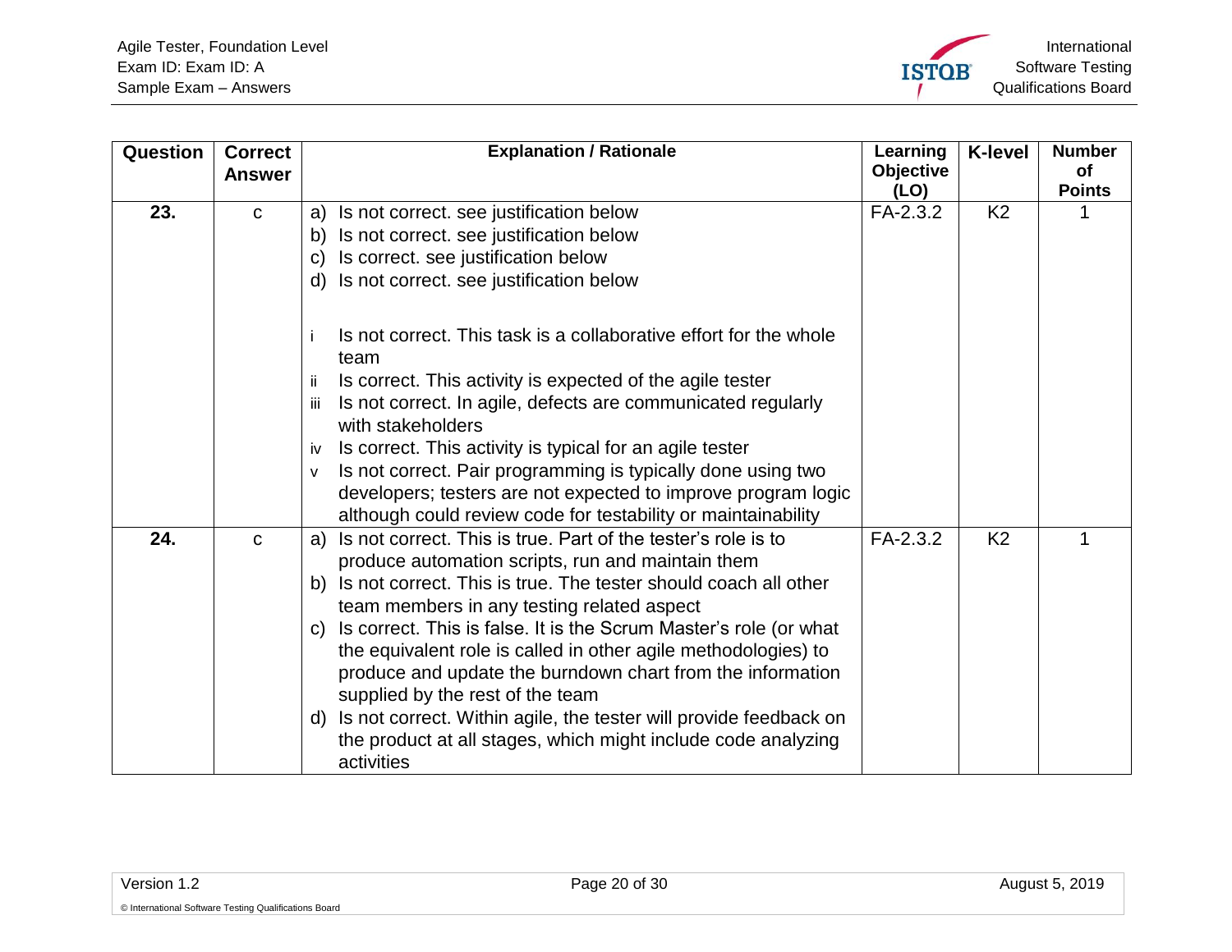| Question | Correct Answer | Explanation / Rationale | Learning Objective (LO) | K-level | Number of Points |
|---|---|---|---|---|---|
| **23.** | c | a) Is not correct. see justification below<br>b) Is not correct. see justification below<br>c) Is correct. see justification below<br>d) Is not correct. see justification below<br><br>i Is not correct. This task is a collaborative effort for the whole team<br>ii Is correct. This activity is expected of the agile tester<br>iii Is not correct. In agile, defects are communicated regularly with stakeholders<br>iv Is correct. This activity is typical for an agile tester<br>v Is not correct. Pair programming is typically done using two developers; testers are not expected to improve program logic although could review code for testability or maintainability | FA-2.3.2 | K2 | 1 |
| **24.** | c | a) Is not correct. This is true. Part of the tester's role is to produce automation scripts, run and maintain them<br>b) Is not correct. This is true. The tester should coach all other team members in any testing related aspect<br>c) Is correct. This is false. It is the Scrum Master's role (or what the equivalent role is called in other agile methodologies) to produce and update the burndown chart from the information supplied by the rest of the team<br>d) Is not correct. Within agile, the tester will provide feedback on the product at all stages, which might include code analyzing activities | FA-2.3.2 | K2 | 1 |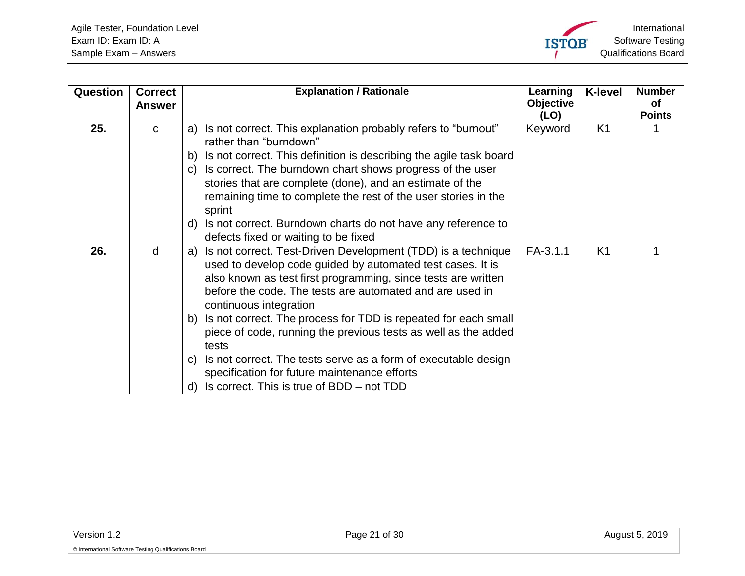| Question | Correct Answer | Explanation / Rationale | Learning Objective (LO) | K-level | Number of Points |
|---|---|---|---|---|---|
| 25. | c | a) Is not correct. This explanation probably refers to “burnout” rather than “burndown”<br>b) Is not correct. This definition is describing the agile task board<br>c) Is correct. The burndown chart shows progress of the user stories that are complete (done), and an estimate of the remaining time to complete the rest of the user stories in the sprint<br>d) Is not correct. Burndown charts do not have any reference to defects fixed or waiting to be fixed | Keyword | K1 | 1 |
| 26. | d | a) Is not correct. Test-Driven Development (TDD) is a technique used to develop code guided by automated test cases. It is also known as test first programming, since tests are written before the code. The tests are automated and are used in continuous integration<br>b) Is not correct. The process for TDD is repeated for each small piece of code, running the previous tests as well as the added tests<br>c) Is not correct. The tests serve as a form of executable design specification for future maintenance efforts<br>d) Is correct. This is true of BDD – not TDD | FA-3.1.1 | K1 | 1 |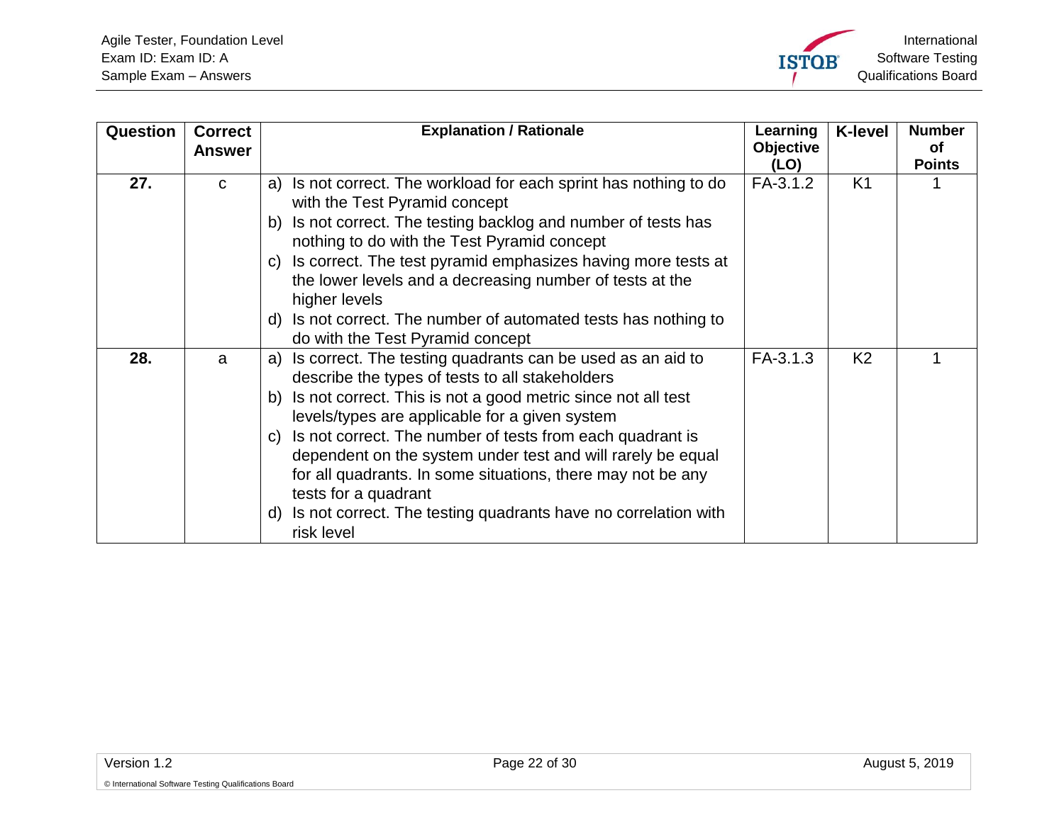| Question | Correct Answer | Explanation / Rationale | Learning Objective (LO) | K-level | Number of Points |
|---|---|---|---|---|---|
| 27. | c | a) Is not correct. The workload for each sprint has nothing to do with the Test Pyramid concept<br>b) Is not correct. The testing backlog and number of tests has nothing to do with the Test Pyramid concept<br>c) Is correct. The test pyramid emphasizes having more tests at the lower levels and a decreasing number of tests at the higher levels<br>d) Is not correct. The number of automated tests has nothing to do with the Test Pyramid concept | FA-3.1.2 | K1 | 1 |
| 28. | a | a) Is correct. The testing quadrants can be used as an aid to describe the types of tests to all stakeholders<br>b) Is not correct. This is not a good metric since not all test levels/types are applicable for a given system<br>c) Is not correct. The number of tests from each quadrant is dependent on the system under test and will rarely be equal for all quadrants. In some situations, there may not be any tests for a quadrant<br>d) Is not correct. The testing quadrants have no correlation with risk level | FA-3.1.3 | K2 | 1 |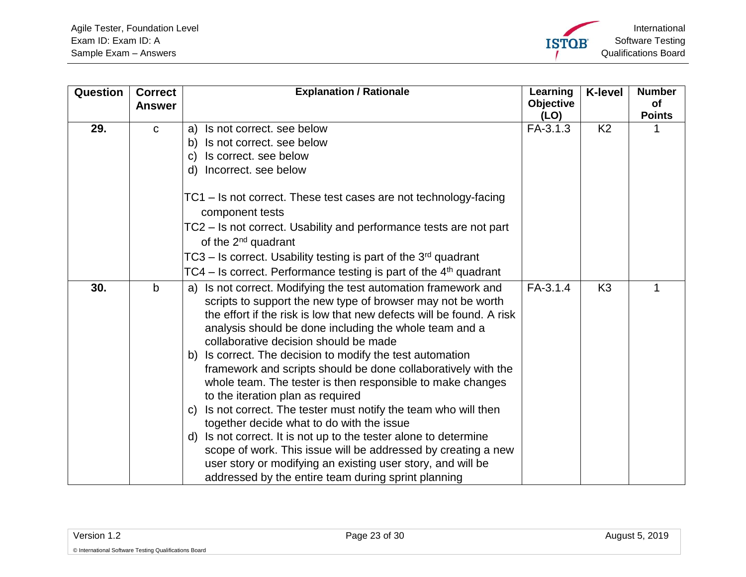| Question | Correct Answer | Explanation / Rationale | Learning Objective (LO) | K-level | Number of Points |
|---|---|---|---|---|---|
| **29.** | c | a) Is not correct. see below<br>b) Is not correct. see below<br>c) Is correct. see below<br>d) Incorrect. see below<br><br>TC1 – Is not correct. These test cases are not technology-facing component tests<br>TC2 – Is not correct. Usability and performance tests are not part of the 2nd quadrant<br>TC3 – Is correct. Usability testing is part of the 3rd quadrant<br>TC4 – Is correct. Performance testing is part of the 4th quadrant | FA-3.1.3 | K2 | 1 |
| **30.** | b | a) Is not correct. Modifying the test automation framework and scripts to support the new type of browser may not be worth the effort if the risk is low that new defects will be found. A risk analysis should be done including the whole team and a collaborative decision should be made<br>b) Is correct. The decision to modify the test automation framework and scripts should be done collaboratively with the whole team. The tester is then responsible to make changes to the iteration plan as required<br>c) Is not correct. The tester must notify the team who will then together decide what to do with the issue<br>d) Is not correct. It is not up to the tester alone to determine scope of work. This issue will be addressed by creating a new user story or modifying an existing user story, and will be addressed by the entire team during sprint planning | FA-3.1.4 | K3 | 1 |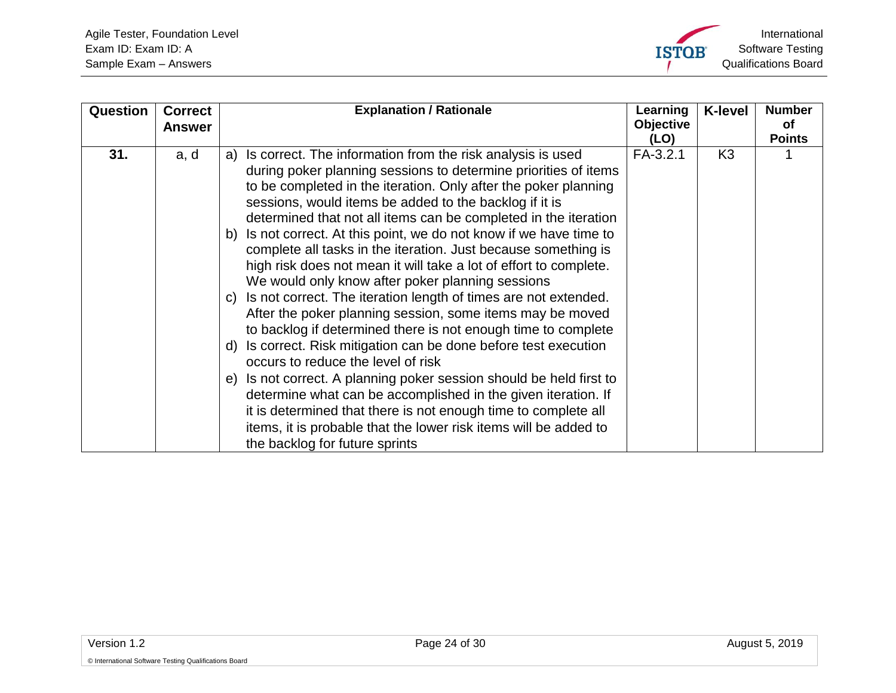| Question | Correct Answer | Explanation / Rationale | Learning Objective (LO) | K-level | Number of Points |
|---|---|---|---|---|---|
| **31.** | a, d | a) Is correct. The information from the risk analysis is used during poker planning sessions to determine priorities of items to be completed in the iteration. Only after the poker planning sessions, would items be added to the backlog if it is determined that not all items can be completed in the iteration<br>b) Is not correct. At this point, we do not know if we have time to complete all tasks in the iteration. Just because something is high risk does not mean it will take a lot of effort to complete. We would only know after poker planning sessions<br>c) Is not correct. The iteration length of times are not extended. After the poker planning session, some items may be moved to backlog if determined there is not enough time to complete<br>d) Is correct. Risk mitigation can be done before test execution occurs to reduce the level of risk<br>e) Is not correct. A planning poker session should be held first to determine what can be accomplished in the given iteration. If it is determined that there is not enough time to complete all items, it is probable that the lower risk items will be added to the backlog for future sprints | FA-3.2.1 | K3 | 1 |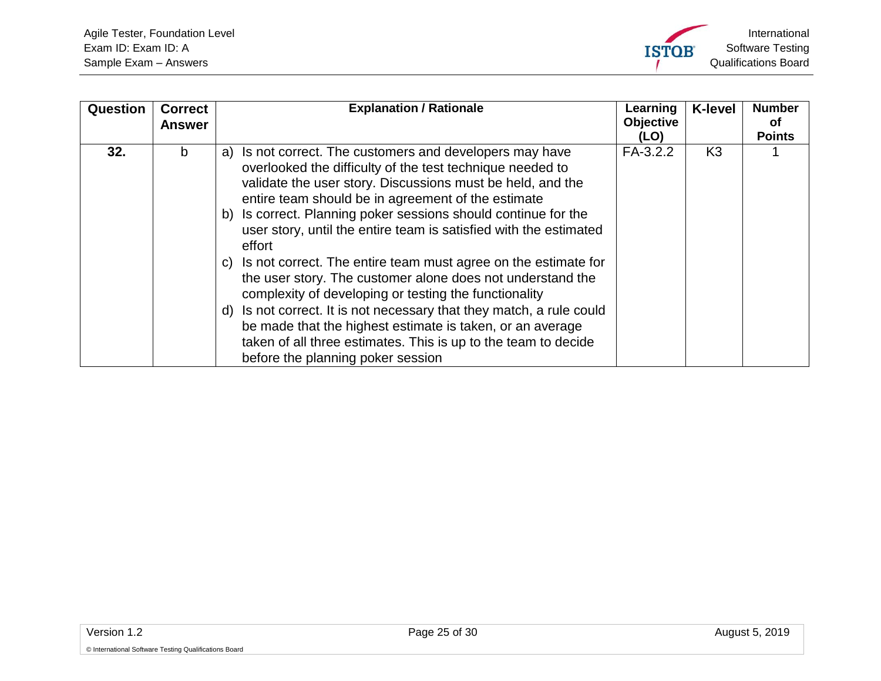| Question | Correct Answer | Explanation / Rationale | Learning Objective (LO) | K-level | Number of Points |
|---|---|---|---|---|---|
| **32.** | b | a) Is not correct. The customers and developers may have overlooked the difficulty of the test technique needed to validate the user story. Discussions must be held, and the entire team should be in agreement of the estimate<br>b) Is correct. Planning poker sessions should continue for the user story, until the entire team is satisfied with the estimated effort<br>c) Is not correct. The entire team must agree on the estimate for the user story. The customer alone does not understand the complexity of developing or testing the functionality<br>d) Is not correct. It is not necessary that they match, a rule could be made that the highest estimate is taken, or an average taken of all three estimates. This is up to the team to decide before the planning poker session | FA-3.2.2 | K3 | 1 |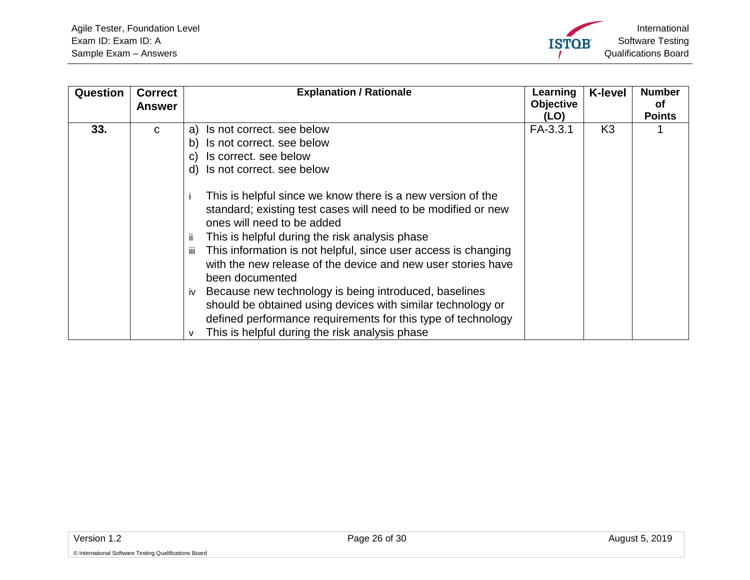| Question | Correct Answer | Explanation / Rationale | Learning Objective (LO) | K-level | Number of Points |
|---|---|---|---|---|---|
| **33.** | c | a) Is not correct. see below<br>b) Is not correct. see below<br>c) Is correct. see below<br>d) Is not correct. see below<br><br>i This is helpful since we know there is a new version of the standard; existing test cases will need to be modified or new ones will need to be added<br>ii This is helpful during the risk analysis phase<br>iii This information is not helpful, since user access is changing with the new release of the device and new user stories have been documented<br>iv Because new technology is being introduced, baselines should be obtained using devices with similar technology or defined performance requirements for this type of technology<br>v This is helpful during the risk analysis phase | FA-3.3.1 | K3 | 1 |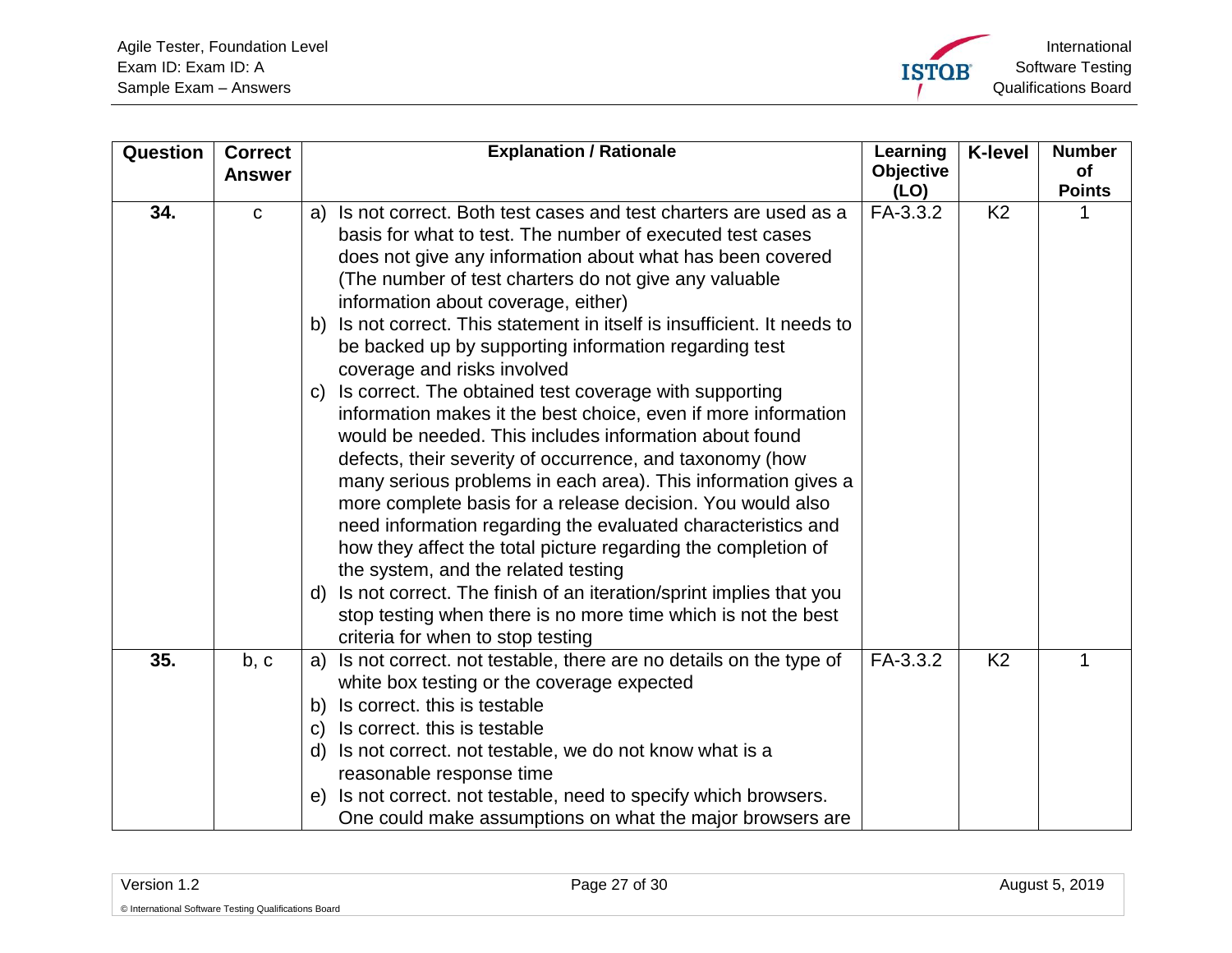| Question | Correct Answer | Explanation / Rationale | Learning Objective (LO) | K-level | Number of Points |
|---|---|---|---|---|---|
| 34. | c | a) Is not correct. Both test cases and test charters are used as a basis for what to test. The number of executed test cases does not give any information about what has been covered (The number of test charters do not give any valuable information about coverage, either)<br>b) Is not correct. This statement in itself is insufficient. It needs to be backed up by supporting information regarding test coverage and risks involved<br>c) Is correct. The obtained test coverage with supporting information makes it the best choice, even if more information would be needed. This includes information about found defects, their severity of occurrence, and taxonomy (how many serious problems in each area). This information gives a more complete basis for a release decision. You would also need information regarding the evaluated characteristics and how they affect the total picture regarding the completion of the system, and the related testing<br>d) Is not correct. The finish of an iteration/sprint implies that you stop testing when there is no more time which is not the best criteria for when to stop testing | FA-3.3.2 | K2 | 1 |
| 35. | b, c | a) Is not correct. not testable, there are no details on the type of white box testing or the coverage expected<br>b) Is correct. this is testable<br>c) Is correct. this is testable<br>d) Is not correct. not testable, we do not know what is a reasonable response time<br>e) Is not correct. not testable, need to specify which browsers. One could make assumptions on what the major browsers are | FA-3.3.2 | K2 | 1 |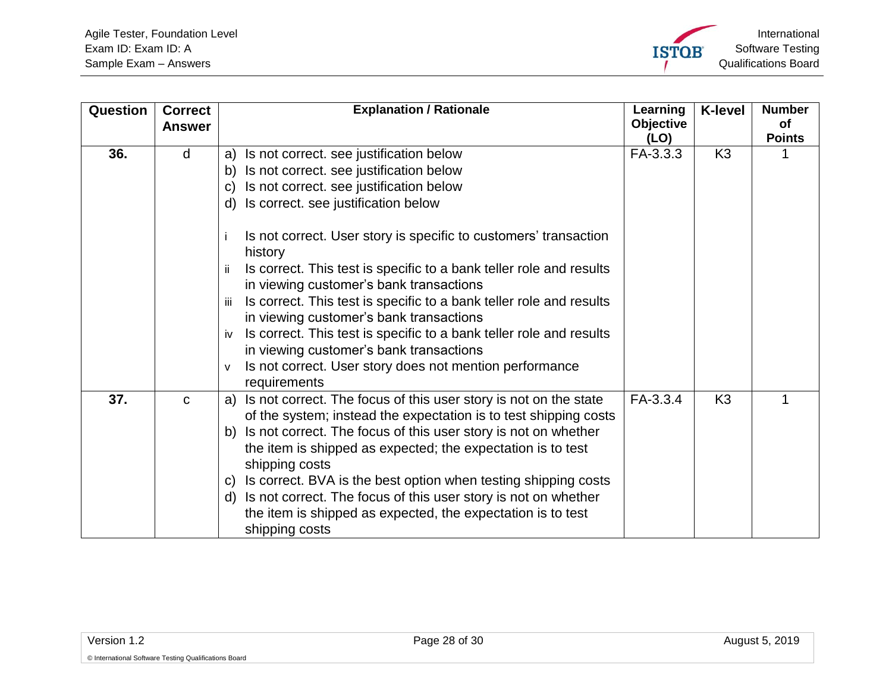| Question | Correct Answer | Explanation / Rationale | Learning Objective (LO) | K-level | Number of Points |
|---|---|---|---|---|---|
| 36. | d | a) Is not correct. see justification below<br>b) Is not correct. see justification below<br>c) Is not correct. see justification below<br>d) Is correct. see justification below<br><br>i Is not correct. User story is specific to customers' transaction history<br>ii Is correct. This test is specific to a bank teller role and results in viewing customer's bank transactions<br>iii Is correct. This test is specific to a bank teller role and results in viewing customer's bank transactions<br>iv Is correct. This test is specific to a bank teller role and results in viewing customer's bank transactions<br>v Is not correct. User story does not mention performance requirements | FA-3.3.3 | K3 | 1 |
| 37. | c | a) Is not correct. The focus of this user story is not on the state of the system; instead the expectation is to test shipping costs<br>b) Is not correct. The focus of this user story is not on whether the item is shipped as expected; the expectation is to test shipping costs<br>c) Is correct. BVA is the best option when testing shipping costs<br>d) Is not correct. The focus of this user story is not on whether the item is shipped as expected, the expectation is to test shipping costs | FA-3.3.4 | K3 | 1 |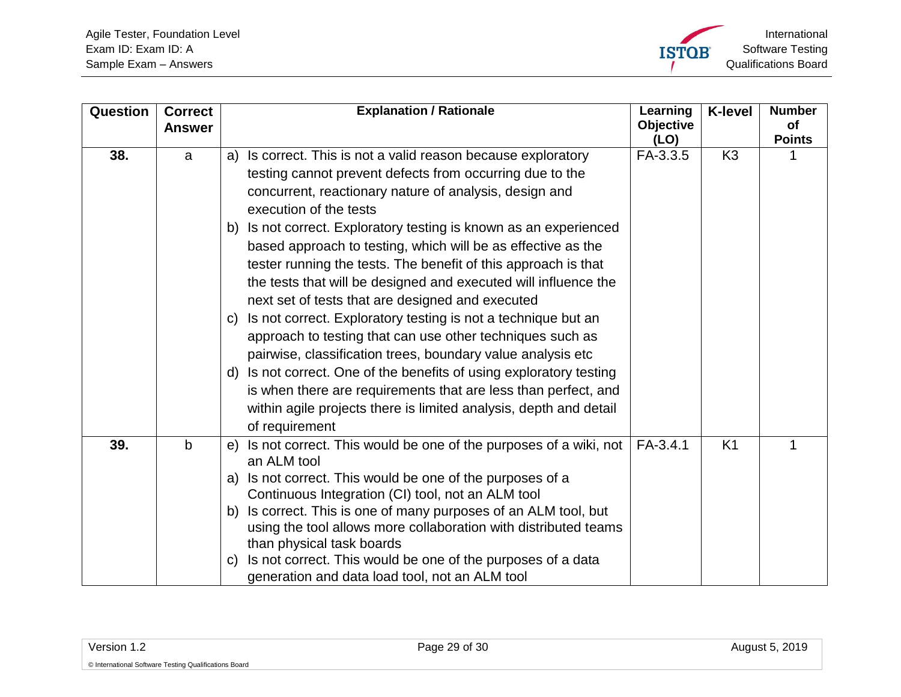| Question | Correct Answer | Explanation / Rationale | Learning Objective (LO) | K-level | Number of Points |
|---|---|---|---|---|---|
| **38.** | a | a) Is correct. This is not a valid reason because exploratory testing cannot prevent defects from occurring due to the concurrent, reactionary nature of analysis, design and execution of the tests<br>b) Is not correct. Exploratory testing is known as an experienced based approach to testing, which will be as effective as the tester running the tests. The benefit of this approach is that the tests that will be designed and executed will influence the next set of tests that are designed and executed<br>c) Is not correct. Exploratory testing is not a technique but an approach to testing that can use other techniques such as pairwise, classification trees, boundary value analysis etc<br>d) Is not correct. One of the benefits of using exploratory testing is when there are requirements that are less than perfect, and within agile projects there is limited analysis, depth and detail of requirement | FA-3.3.5 | K3 | 1 |
| **39.** | b | e) Is not correct. This would be one of the purposes of a wiki, not an ALM tool<br>a) Is not correct. This would be one of the purposes of a Continuous Integration (CI) tool, not an ALM tool<br>b) Is correct. This is one of many purposes of an ALM tool, but using the tool allows more collaboration with distributed teams than physical task boards<br>c) Is not correct. This would be one of the purposes of a data generation and data load tool, not an ALM tool | FA-3.4.1 | K1 | 1 |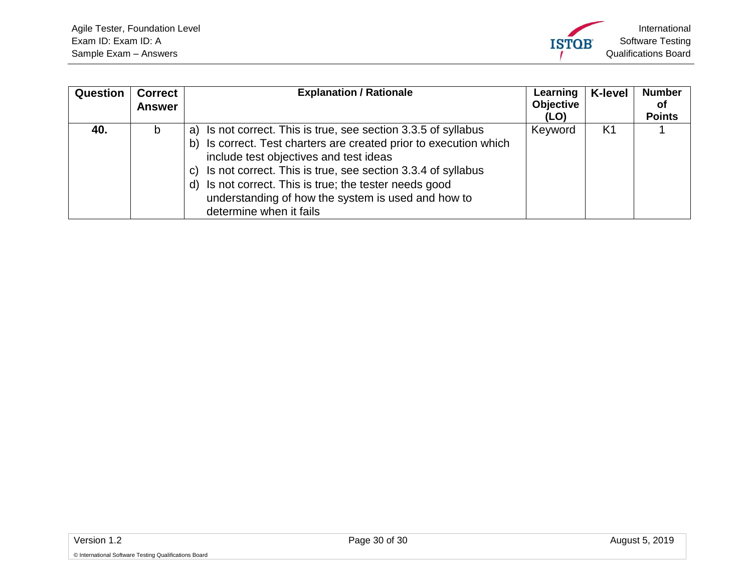| Question | Correct Answer | Explanation / Rationale | Learning Objective (LO) | K-level | Number of Points |
|---|---|---|---|---|---|
| **40.** | b | a) Is not correct. This is true, see section 3.3.5 of syllabus<br>b) Is correct. Test charters are created prior to execution which include test objectives and test ideas<br>c) Is not correct. This is true, see section 3.3.4 of syllabus<br>d) Is not correct. This is true; the tester needs good understanding of how the system is used and how to determine when it fails | Keyword | K1 | 1 |